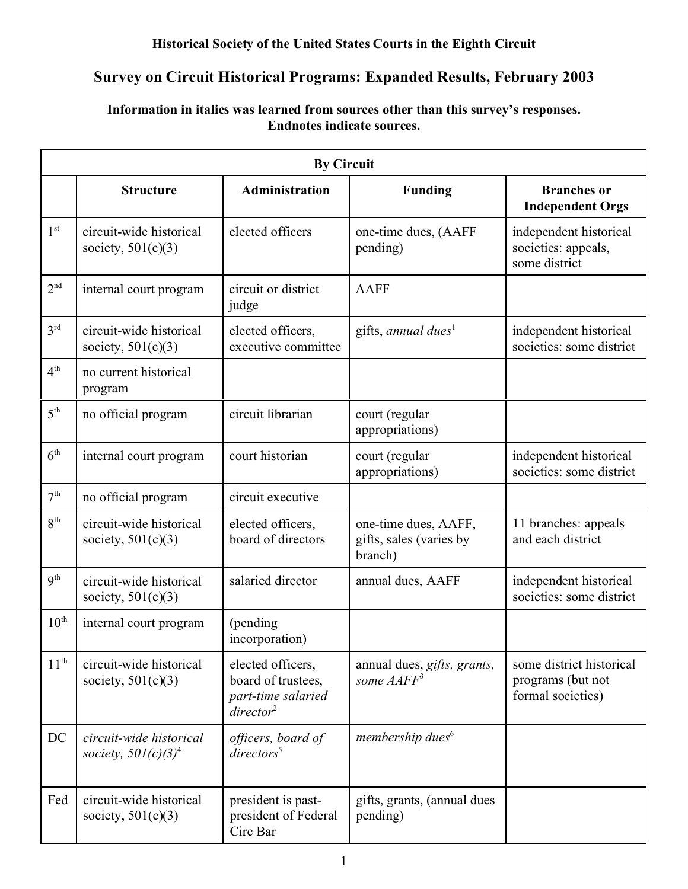**Historical Society of the United States Courts in the Eighth Circuit**

## Survey on Circuit Historical Programs: Expanded Results, February 2003

**Information in italics was learned from sources other than this survey's responses.**
**Endnotes indicate sources.**

| By Circuit | | | | |
|---|---|---|---|---|
| | **Structure** | **Administration** | **Funding** | **Branches or Independent Orgs** |
| 1st | circuit-wide historical society, 501(c)(3) | elected officers | one-time dues, (AAFF pending) | independent historical societies: appeals, some district |
| 2nd | internal court program | circuit or district judge | AAFF | |
| 3rd | circuit-wide historical society, 501(c)(3) | elected officers, executive committee | gifts, *annual dues*[1] | independent historical societies: some district |
| 4th | no current historical program | | | |
| 5th | no official program | circuit librarian | court (regular appropriations) | |
| 6th | internal court program | court historian | court (regular appropriations) | independent historical societies: some district |
| 7th | no official program | circuit executive | | |
| 8th | circuit-wide historical society, 501(c)(3) | elected officers, board of directors | one-time dues, AAFF, gifts, sales (varies by branch) | 11 branches: appeals and each district |
| 9th | circuit-wide historical society, 501(c)(3) | salaried director | annual dues, AAFF | independent historical societies: some district |
| 10th | internal court program | (pending incorporation) | | |
| 11th | circuit-wide historical society, 501(c)(3) | elected officers, board of trustees, *part-time salaried director*[2] | annual dues, *gifts, grants, some AAFF*[3] | some district historical programs (but not formal societies) |
| DC | *circuit-wide historical society, 501(c)(3)*[4] | *officers, board of directors*[5] | *membership dues*[6] | |
| Fed | circuit-wide historical society, 501(c)(3) | president is past-president of Federal Circ Bar | gifts, grants, (annual dues pending) | |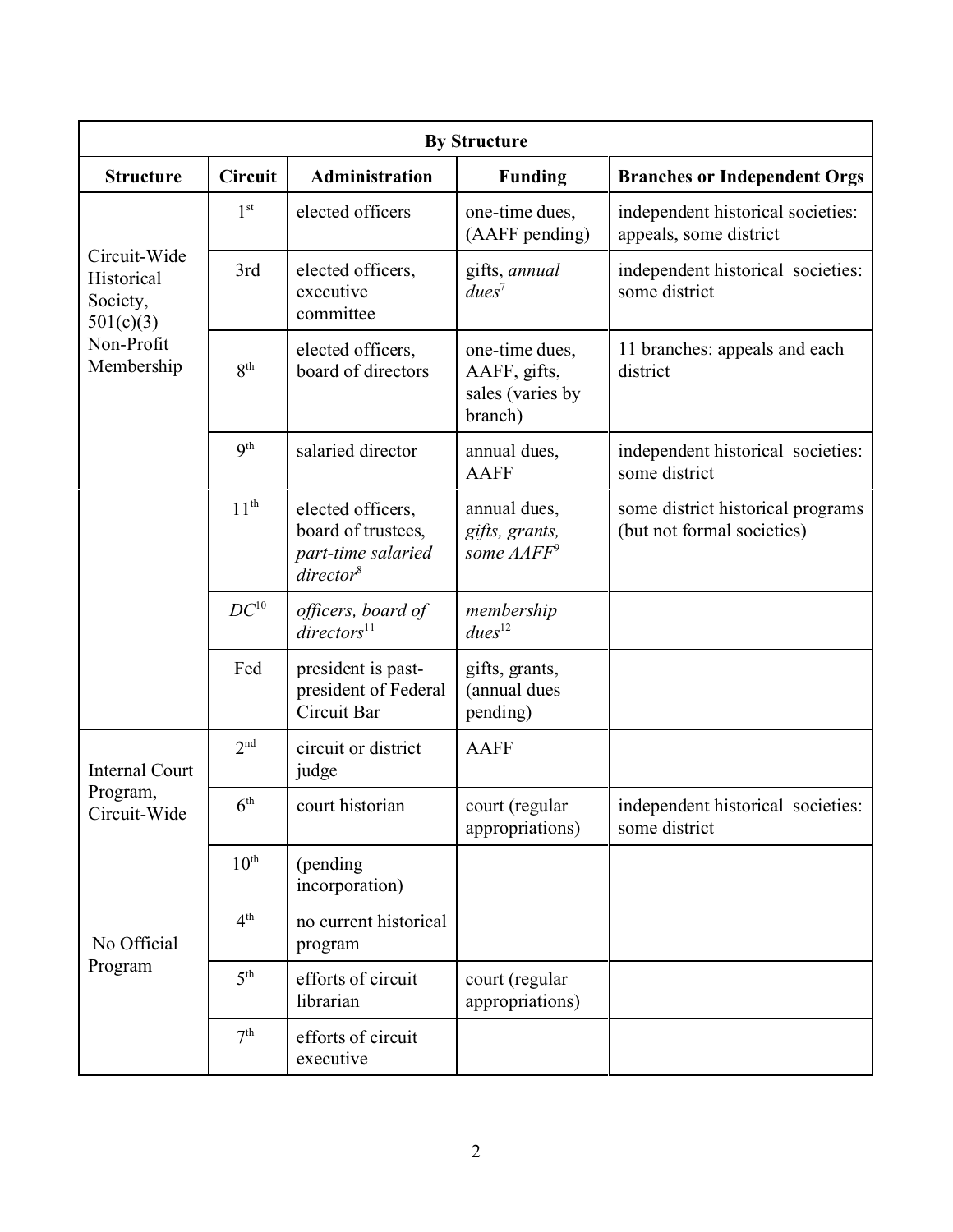| By Structure | | | | |
|---|---|---|---|---|
| **Structure** | **Circuit** | **Administration** | **Funding** | **Branches or Independent Orgs** |
| Circuit-Wide Historical Society, 501(c)(3) Non-Profit Membership | 1st | elected officers | one-time dues, (AAFF pending) | independent historical societies: appeals, some district |
| | 3rd | elected officers, executive committee | gifts, *annual dues*[7] | independent historical societies: some district |
| | 8th | elected officers, board of directors | one-time dues, AAFF, gifts, sales (varies by branch) | 11 branches: appeals and each district |
| | 9th | salaried director | annual dues, AAFF | independent historical societies: some district |
| | 11th | elected officers, board of trustees, *part-time salaried director*[8] | annual dues, *gifts, grants, some AAFF*[9] | some district historical programs (but not formal societies) |
| | *DC*[10] | *officers, board of directors*[11] | *membership dues*[12] | |
| | Fed | president is past-president of Federal Circuit Bar | gifts, grants, (annual dues pending) | |
| Internal Court Program, Circuit-Wide | 2nd | circuit or district judge | AAFF | |
| | 6th | court historian | court (regular appropriations) | independent historical societies: some district |
| | 10th | (pending incorporation) | | |
| No Official Program | 4th | no current historical program | | |
| | 5th | efforts of circuit librarian | court (regular appropriations) | |
| | 7th | efforts of circuit executive | | |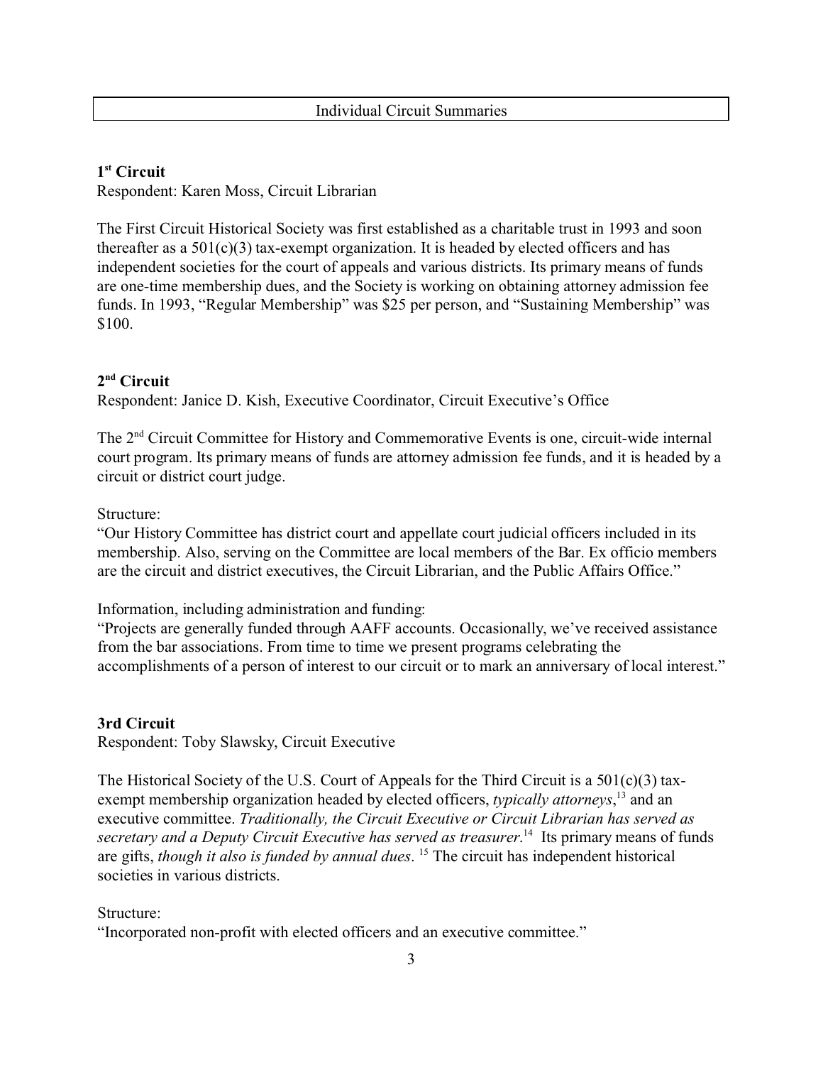## Individual Circuit Summaries

### 1st Circuit

Respondent: Karen Moss, Circuit Librarian

The First Circuit Historical Society was first established as a charitable trust in 1993 and soon thereafter as a 501(c)(3) tax-exempt organization. It is headed by elected officers and has independent societies for the court of appeals and various districts. Its primary means of funds are one-time membership dues, and the Society is working on obtaining attorney admission fee funds. In 1993, "Regular Membership" was $25 per person, and "Sustaining Membership" was $100.

### 2nd Circuit

Respondent: Janice D. Kish, Executive Coordinator, Circuit Executive's Office

The 2nd Circuit Committee for History and Commemorative Events is one, circuit-wide internal court program. Its primary means of funds are attorney admission fee funds, and it is headed by a circuit or district court judge.

Structure:
"Our History Committee has district court and appellate court judicial officers included in its membership. Also, serving on the Committee are local members of the Bar. Ex officio members are the circuit and district executives, the Circuit Librarian, and the Public Affairs Office."

Information, including administration and funding:
"Projects are generally funded through AAFF accounts. Occasionally, we've received assistance from the bar associations. From time to time we present programs celebrating the accomplishments of a person of interest to our circuit or to mark an anniversary of local interest."

### 3rd Circuit

Respondent: Toby Slawsky, Circuit Executive

The Historical Society of the U.S. Court of Appeals for the Third Circuit is a 501(c)(3) tax-exempt membership organization headed by elected officers, *typically attorneys*,[13] and an executive committee. *Traditionally, the Circuit Executive or Circuit Librarian has served as secretary and a Deputy Circuit Executive has served as treasurer.*[14] Its primary means of funds are gifts, *though it also is funded by annual dues*.[15] The circuit has independent historical societies in various districts.

Structure:
"Incorporated non-profit with elected officers and an executive committee."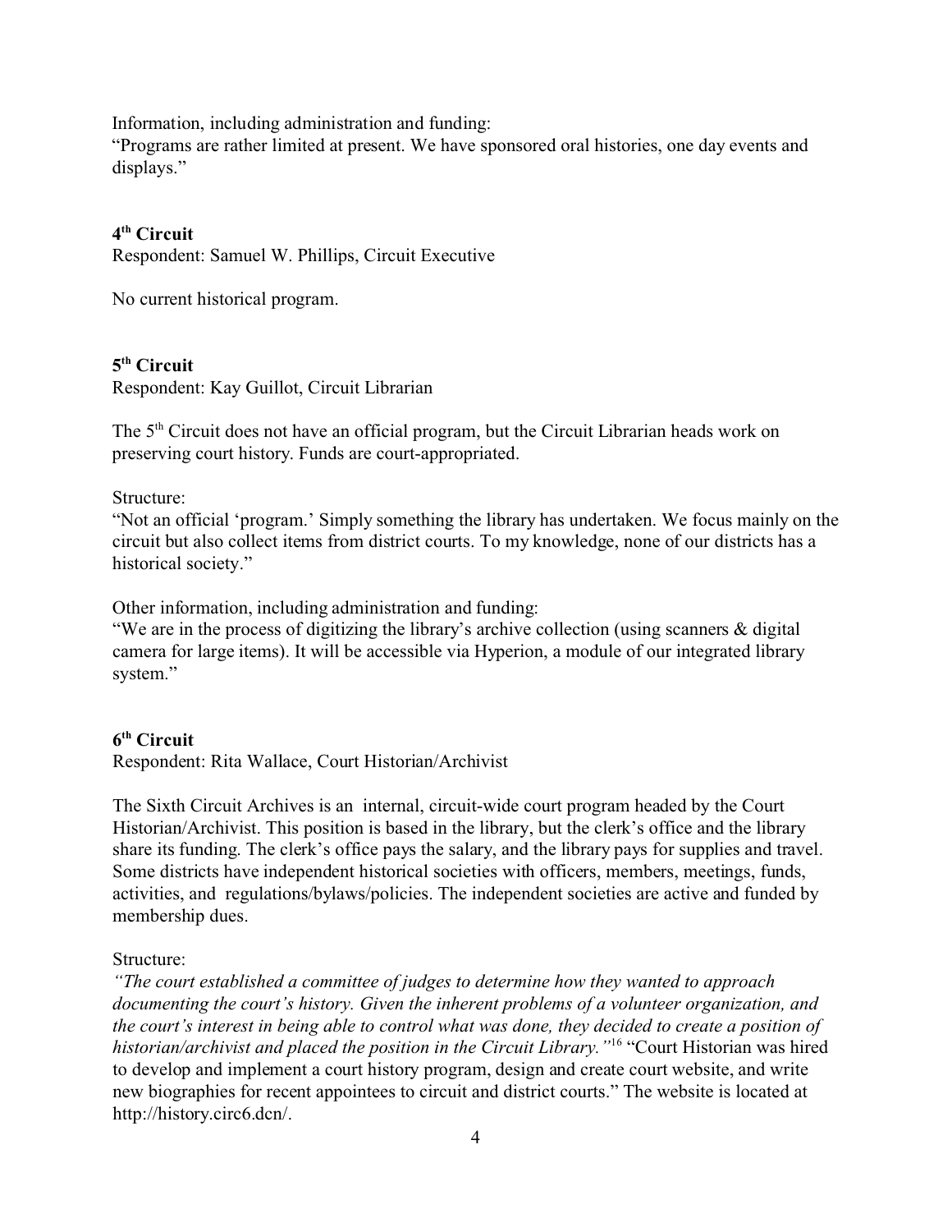Information, including administration and funding:
"Programs are rather limited at present. We have sponsored oral histories, one day events and displays."

**4th Circuit**
Respondent: Samuel W. Phillips, Circuit Executive

No current historical program.

**5th Circuit**
Respondent: Kay Guillot, Circuit Librarian

The 5th Circuit does not have an official program, but the Circuit Librarian heads work on preserving court history. Funds are court-appropriated.

Structure:
"Not an official 'program.' Simply something the library has undertaken. We focus mainly on the circuit but also collect items from district courts. To my knowledge, none of our districts has a historical society."

Other information, including administration and funding:
"We are in the process of digitizing the library's archive collection (using scanners & digital camera for large items). It will be accessible via Hyperion, a module of our integrated library system."

**6th Circuit**
Respondent: Rita Wallace, Court Historian/Archivist

The Sixth Circuit Archives is an internal, circuit-wide court program headed by the Court Historian/Archivist. This position is based in the library, but the clerk's office and the library share its funding. The clerk's office pays the salary, and the library pays for supplies and travel. Some districts have independent historical societies with officers, members, meetings, funds, activities, and regulations/bylaws/policies. The independent societies are active and funded by membership dues.

Structure:
*"The court established a committee of judges to determine how they wanted to approach documenting the court's history. Given the inherent problems of a volunteer organization, and the court's interest in being able to control what was done, they decided to create a position of historian/archivist and placed the position in the Circuit Library."*[16] "Court Historian was hired to develop and implement a court history program, design and create court website, and write new biographies for recent appointees to circuit and district courts." The website is located at http://history.circ6.dcn/.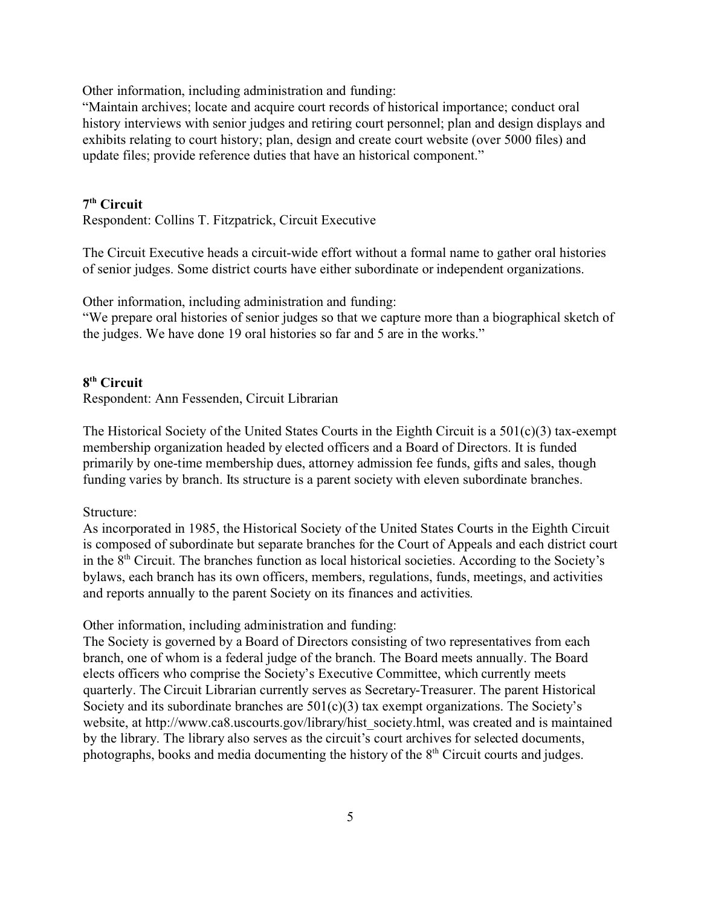Other information, including administration and funding:
"Maintain archives; locate and acquire court records of historical importance; conduct oral history interviews with senior judges and retiring court personnel; plan and design displays and exhibits relating to court history; plan, design and create court website (over 5000 files) and update files; provide reference duties that have an historical component."

**7th Circuit**
Respondent: Collins T. Fitzpatrick, Circuit Executive

The Circuit Executive heads a circuit-wide effort without a formal name to gather oral histories of senior judges. Some district courts have either subordinate or independent organizations.

Other information, including administration and funding:
"We prepare oral histories of senior judges so that we capture more than a biographical sketch of the judges. We have done 19 oral histories so far and 5 are in the works."

**8th Circuit**
Respondent: Ann Fessenden, Circuit Librarian

The Historical Society of the United States Courts in the Eighth Circuit is a 501(c)(3) tax-exempt membership organization headed by elected officers and a Board of Directors. It is funded primarily by one-time membership dues, attorney admission fee funds, gifts and sales, though funding varies by branch. Its structure is a parent society with eleven subordinate branches.

Structure:
As incorporated in 1985, the Historical Society of the United States Courts in the Eighth Circuit is composed of subordinate but separate branches for the Court of Appeals and each district court in the 8th Circuit. The branches function as local historical societies. According to the Society's bylaws, each branch has its own officers, members, regulations, funds, meetings, and activities and reports annually to the parent Society on its finances and activities.

Other information, including administration and funding:
The Society is governed by a Board of Directors consisting of two representatives from each branch, one of whom is a federal judge of the branch. The Board meets annually. The Board elects officers who comprise the Society's Executive Committee, which currently meets quarterly. The Circuit Librarian currently serves as Secretary-Treasurer. The parent Historical Society and its subordinate branches are 501(c)(3) tax exempt organizations. The Society's website, at http://www.ca8.uscourts.gov/library/hist_society.html, was created and is maintained by the library. The library also serves as the circuit's court archives for selected documents, photographs, books and media documenting the history of the 8th Circuit courts and judges.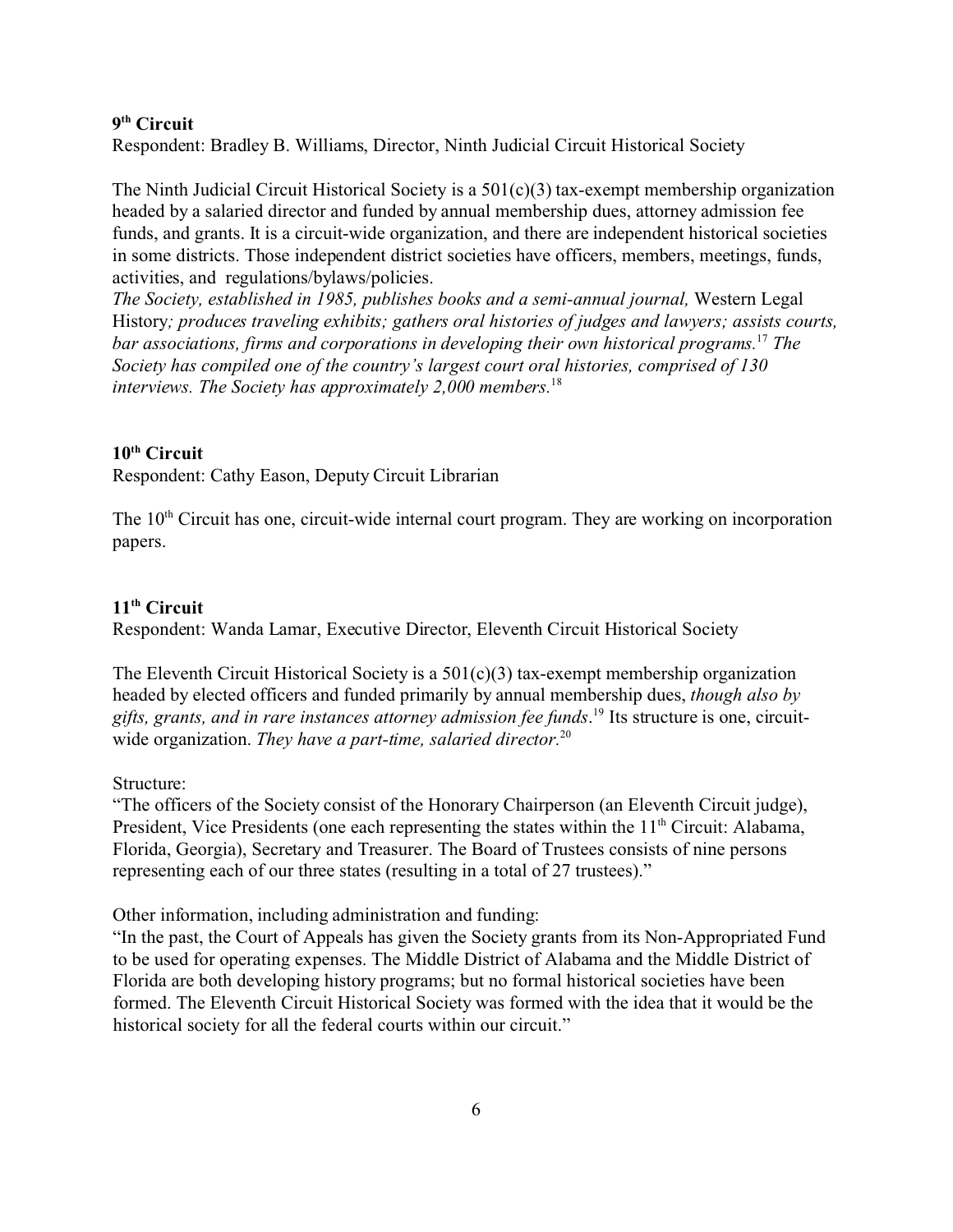**9th Circuit**
Respondent: Bradley B. Williams, Director, Ninth Judicial Circuit Historical Society

The Ninth Judicial Circuit Historical Society is a 501(c)(3) tax-exempt membership organization headed by a salaried director and funded by annual membership dues, attorney admission fee funds, and grants. It is a circuit-wide organization, and there are independent historical societies in some districts. Those independent district societies have officers, members, meetings, funds, activities, and regulations/bylaws/policies.
*The Society, established in 1985, publishes books and a semi-annual journal,* Western Legal History*; produces traveling exhibits; gathers oral histories of judges and lawyers; assists courts, bar associations, firms and corporations in developing their own historical programs.*[17] *The Society has compiled one of the country's largest court oral histories, comprised of 130 interviews. The Society has approximately 2,000 members.*[18]

**10th Circuit**
Respondent: Cathy Eason, Deputy Circuit Librarian

The 10th Circuit has one, circuit-wide internal court program. They are working on incorporation papers.

**11th Circuit**
Respondent: Wanda Lamar, Executive Director, Eleventh Circuit Historical Society

The Eleventh Circuit Historical Society is a 501(c)(3) tax-exempt membership organization headed by elected officers and funded primarily by annual membership dues, *though also by gifts, grants, and in rare instances attorney admission fee funds*.[19] Its structure is one, circuit-wide organization. *They have a part-time, salaried director.*[20]

Structure:
"The officers of the Society consist of the Honorary Chairperson (an Eleventh Circuit judge), President, Vice Presidents (one each representing the states within the 11th Circuit: Alabama, Florida, Georgia), Secretary and Treasurer. The Board of Trustees consists of nine persons representing each of our three states (resulting in a total of 27 trustees)."

Other information, including administration and funding:
"In the past, the Court of Appeals has given the Society grants from its Non-Appropriated Fund to be used for operating expenses. The Middle District of Alabama and the Middle District of Florida are both developing history programs; but no formal historical societies have been formed. The Eleventh Circuit Historical Society was formed with the idea that it would be the historical society for all the federal courts within our circuit."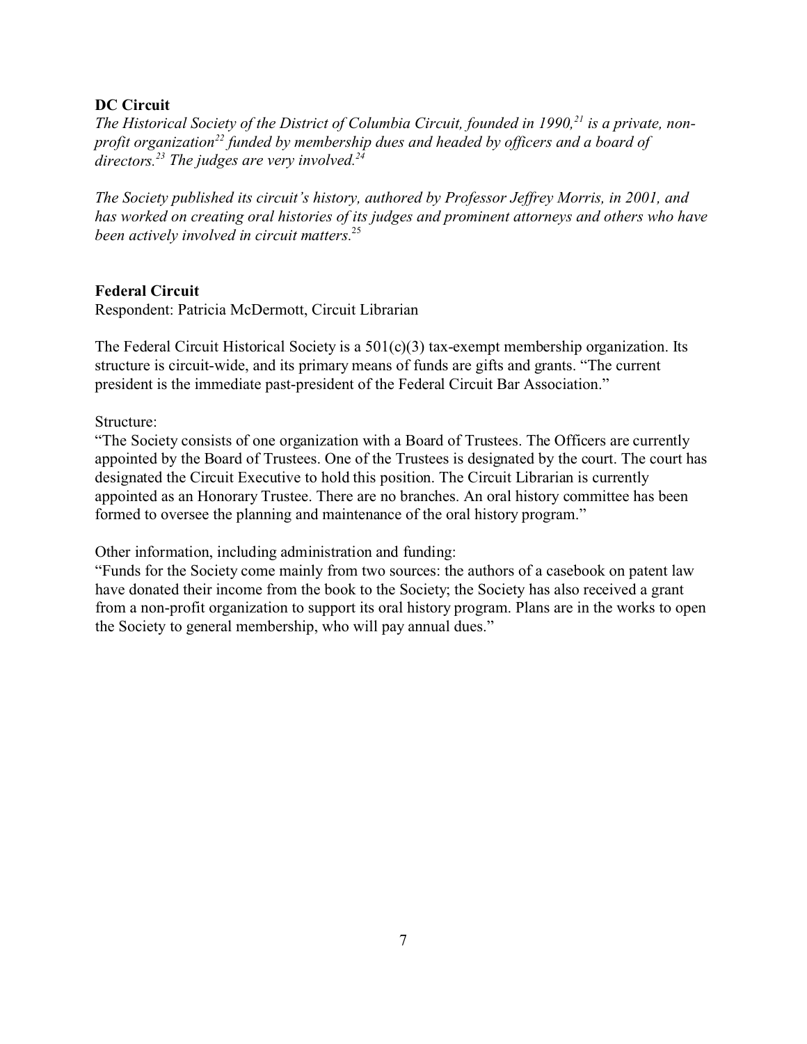**DC Circuit**

*The Historical Society of the District of Columbia Circuit, founded in 1990,[21] is a private, non-profit organization[22] funded by membership dues and headed by officers and a board of directors.[23] The judges are very involved.[24]*

*The Society published its circuit's history, authored by Professor Jeffrey Morris, in 2001, and has worked on creating oral histories of its judges and prominent attorneys and others who have been actively involved in circuit matters.[25]*

**Federal Circuit**

Respondent: Patricia McDermott, Circuit Librarian

The Federal Circuit Historical Society is a 501(c)(3) tax-exempt membership organization. Its structure is circuit-wide, and its primary means of funds are gifts and grants. "The current president is the immediate past-president of the Federal Circuit Bar Association."

Structure:

"The Society consists of one organization with a Board of Trustees. The Officers are currently appointed by the Board of Trustees. One of the Trustees is designated by the court. The court has designated the Circuit Executive to hold this position. The Circuit Librarian is currently appointed as an Honorary Trustee. There are no branches. An oral history committee has been formed to oversee the planning and maintenance of the oral history program."

Other information, including administration and funding:

"Funds for the Society come mainly from two sources: the authors of a casebook on patent law have donated their income from the book to the Society; the Society has also received a grant from a non-profit organization to support its oral history program. Plans are in the works to open the Society to general membership, who will pay annual dues."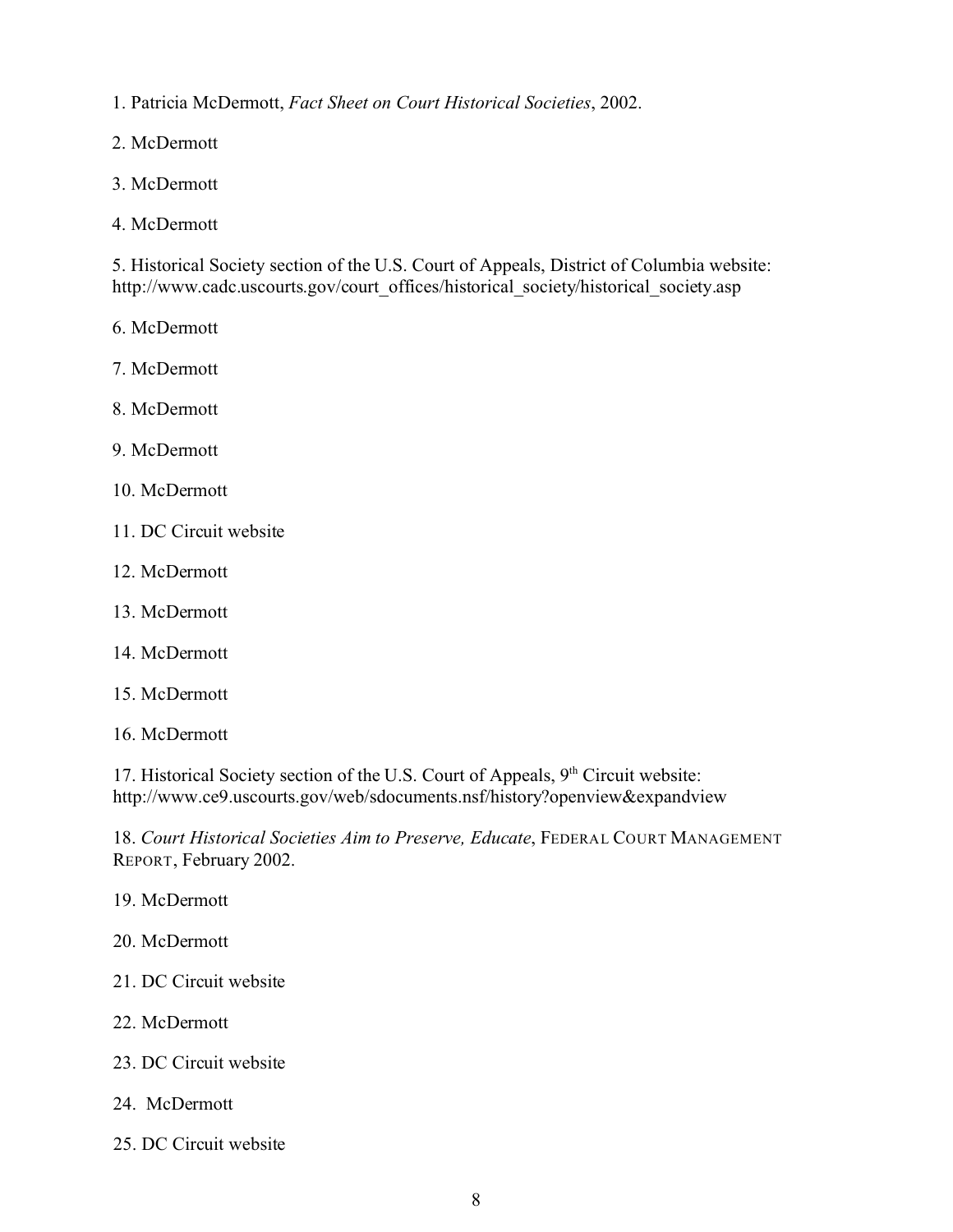1. Patricia McDermott, *Fact Sheet on Court Historical Societies*, 2002.

2. McDermott

3. McDermott

4. McDermott

5. Historical Society section of the U.S. Court of Appeals, District of Columbia website: http://www.cadc.uscourts.gov/court_offices/historical_society/historical_society.asp

6. McDermott

7. McDermott

8. McDermott

9. McDermott

10. McDermott

11. DC Circuit website

12. McDermott

13. McDermott

14. McDermott

15. McDermott

16. McDermott

17. Historical Society section of the U.S. Court of Appeals, 9th Circuit website: http://www.ce9.uscourts.gov/web/sdocuments.nsf/history?openview&expandview

18. *Court Historical Societies Aim to Preserve, Educate*, FEDERAL COURT MANAGEMENT REPORT, February 2002.

19. McDermott

20. McDermott

21. DC Circuit website

22. McDermott

23. DC Circuit website

24. McDermott

25. DC Circuit website